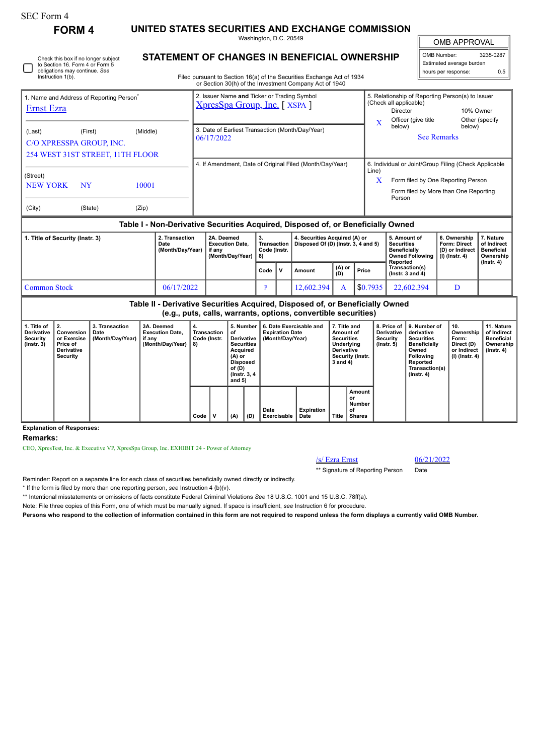SEC Form 4

**FORM 4**

# UNITED STATES SECURITIES AND EXCHANGE COMMISSION

Washington, D.C. 20549

## STATEMENT OF CHANGES IN BENEFICIAL OWNERSHIP

Filed pursuant to Section 16(a) of the Securities Exchange Act of 1934 or Section 30(h) of the Investment Company Act of 1940

| OMB APPROVAL | |
|---|---|
| OMB Number: | 3235-0287 |
| Estimated average burden | |
| hours per response: | 0.5 |

☐ Check this box if no longer subject to Section 16. Form 4 or Form 5 obligations may continue. *See* Instruction 1(b).

| 1. Name and Address of Reporting Person* | 2. Issuer Name **and** Ticker or Trading Symbol | 5. Relationship of Reporting Person(s) to Issuer (Check all applicable) |
|---|---|---|
| Ernst Ezra | XpresSpa Group, Inc. [ XSPA ] | Director / 10% Owner |
| (Last) (First) (Middle) | 3. Date of Earliest Transaction (Month/Day/Year) | X Officer (give title below) / Other (specify below) |
| C/O XPRESSPA GROUP, INC. 254 WEST 31ST STREET, 11TH FLOOR | 06/17/2022 | See Remarks |
| (Street) | 4. If Amendment, Date of Original Filed (Month/Day/Year) | 6. Individual or Joint/Group Filing (Check Applicable Line) |
| NEW YORK NY 10001 | | X Form filed by One Reporting Person |
| (City) (State) (Zip) | | Form filed by More than One Reporting Person |

### Table I - Non-Derivative Securities Acquired, Disposed of, or Beneficially Owned

| 1. Title of Security (Instr. 3) | 2. Transaction Date (Month/Day/Year) | 2A. Deemed Execution Date, if any (Month/Day/Year) | 3. Transaction Code (Instr. 8) | | 4. Securities Acquired (A) or Disposed Of (D) (Instr. 3, 4 and 5) | | | 5. Amount of Securities Beneficially Owned Following Reported Transaction(s) (Instr. 3 and 4) | 6. Ownership Form: Direct (D) or Indirect (I) (Instr. 4) | 7. Nature of Indirect Beneficial Ownership (Instr. 4) |
|---|---|---|---|---|---|---|---|---|---|---|
| | | | Code | V | Amount | (A) or (D) | Price | | | |
| Common Stock | 06/17/2022 | | P | | 12,602.394 | A | $0.7935 | 22,602.394 | D | |

### Table II - Derivative Securities Acquired, Disposed of, or Beneficially Owned (e.g., puts, calls, warrants, options, convertible securities)

| 1. Title of Derivative Security (Instr. 3) | 2. Conversion or Exercise Price of Derivative Security | 3. Transaction Date (Month/Day/Year) | 3A. Deemed Execution Date, if any (Month/Day/Year) | 4. Transaction Code (Instr. 8) | | 5. Number of Derivative Securities Acquired (A) or Disposed of (D) (Instr. 3, 4 and 5) | | 6. Date Exercisable and Expiration Date (Month/Day/Year) | | 7. Title and Amount of Securities Underlying Derivative Security (Instr. 3 and 4) | | 8. Price of Derivative Security (Instr. 5) | 9. Number of derivative Securities Beneficially Owned Following Reported Transaction(s) (Instr. 4) | 10. Ownership Form: Direct (D) or Indirect (I) (Instr. 4) | 11. Nature of Indirect Beneficial Ownership (Instr. 4) |
|---|---|---|---|---|---|---|---|---|---|---|---|---|---|---|---|
| | | | | Code | V | (A) | (D) | Date Exercisable | Expiration Date | Title | Amount or Number of Shares | | | | |

**Explanation of Responses:**

**Remarks:**

CEO, XpresTest, Inc. & Executive VP, XpresSpa Group, Inc. EXHIBIT 24 - Power of Attorney

/s/ Ezra Ernst 06/21/2022

** Signature of Reporting Person Date

Reminder: Report on a separate line for each class of securities beneficially owned directly or indirectly.

\* If the form is filed by more than one reporting person, *see* Instruction 4 (b)(v).

** Intentional misstatements or omissions of facts constitute Federal Criminal Violations *See* 18 U.S.C. 1001 and 15 U.S.C. 78ff(a).

Note: File three copies of this Form, one of which must be manually signed. If space is insufficient, *see* Instruction 6 for procedure.

**Persons who respond to the collection of information contained in this form are not required to respond unless the form displays a currently valid OMB Number.**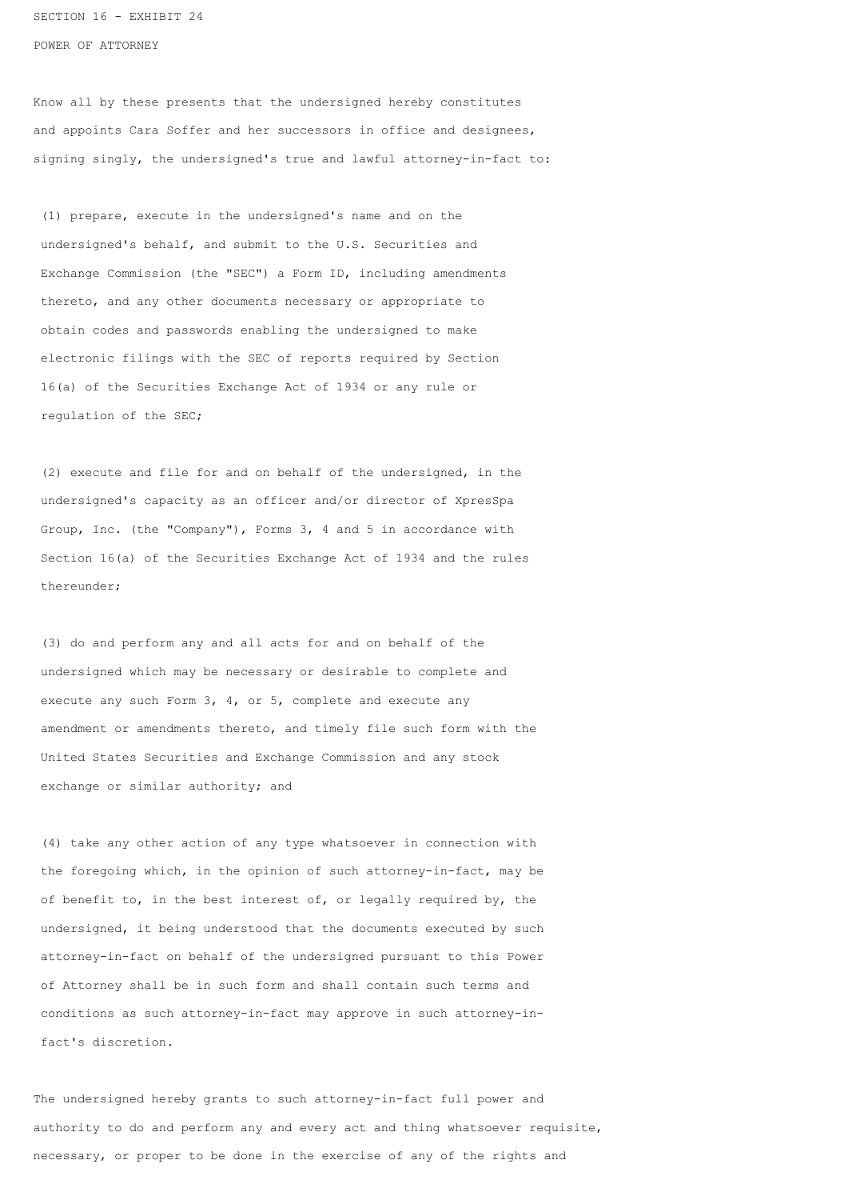SECTION 16 - EXHIBIT 24

POWER OF ATTORNEY

Know all by these presents that the undersigned hereby constitutes and appoints Cara Soffer and her successors in office and designees, signing singly, the undersigned's true and lawful attorney-in-fact to:

(1) prepare, execute in the undersigned's name and on the undersigned's behalf, and submit to the U.S. Securities and Exchange Commission (the "SEC") a Form ID, including amendments thereto, and any other documents necessary or appropriate to obtain codes and passwords enabling the undersigned to make electronic filings with the SEC of reports required by Section 16(a) of the Securities Exchange Act of 1934 or any rule or regulation of the SEC;

(2) execute and file for and on behalf of the undersigned, in the undersigned's capacity as an officer and/or director of XpresSpa Group, Inc. (the "Company"), Forms 3, 4 and 5 in accordance with Section 16(a) of the Securities Exchange Act of 1934 and the rules thereunder;

(3) do and perform any and all acts for and on behalf of the undersigned which may be necessary or desirable to complete and execute any such Form 3, 4, or 5, complete and execute any amendment or amendments thereto, and timely file such form with the United States Securities and Exchange Commission and any stock exchange or similar authority; and

(4) take any other action of any type whatsoever in connection with the foregoing which, in the opinion of such attorney-in-fact, may be of benefit to, in the best interest of, or legally required by, the undersigned, it being understood that the documents executed by such attorney-in-fact on behalf of the undersigned pursuant to this Power of Attorney shall be in such form and shall contain such terms and conditions as such attorney-in-fact may approve in such attorney-in-fact's discretion.

The undersigned hereby grants to such attorney-in-fact full power and authority to do and perform any and every act and thing whatsoever requisite, necessary, or proper to be done in the exercise of any of the rights and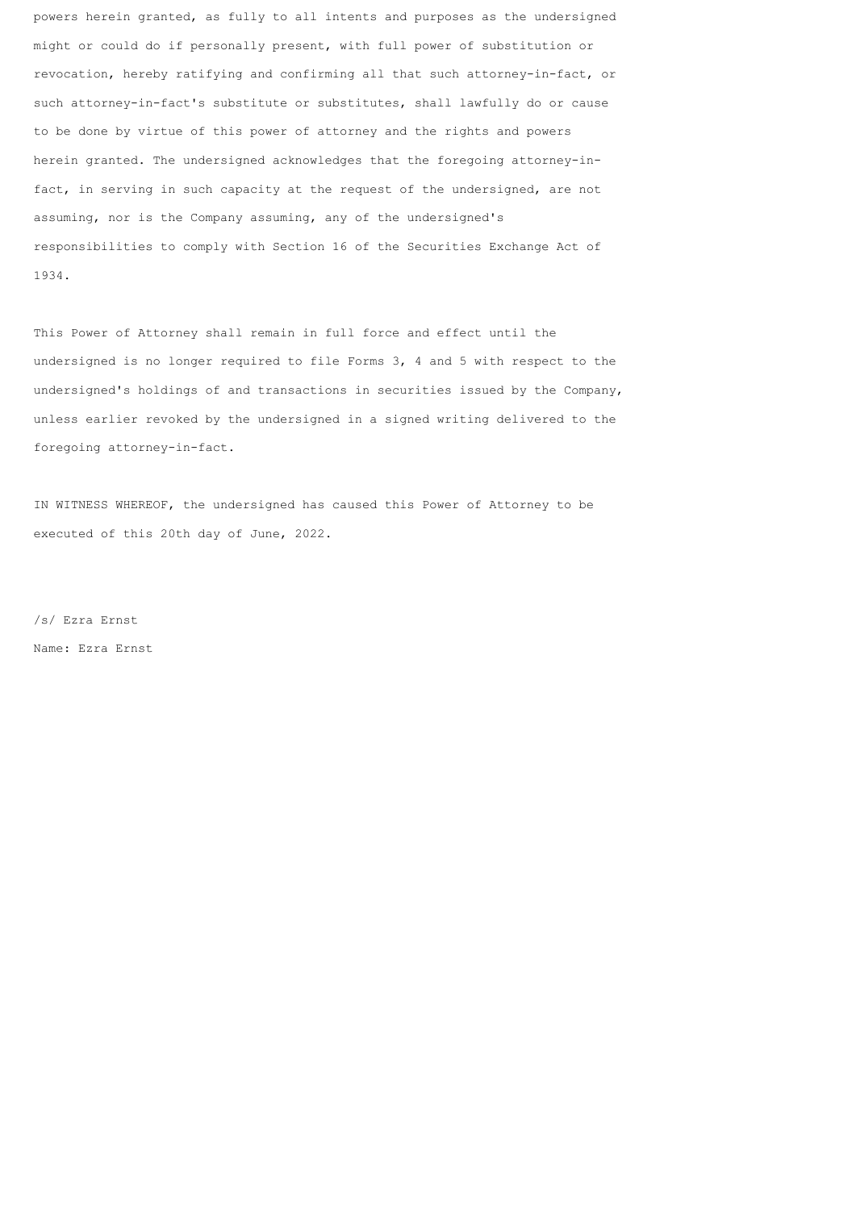powers herein granted, as fully to all intents and purposes as the undersigned might or could do if personally present, with full power of substitution or revocation, hereby ratifying and confirming all that such attorney-in-fact, or such attorney-in-fact's substitute or substitutes, shall lawfully do or cause to be done by virtue of this power of attorney and the rights and powers herein granted. The undersigned acknowledges that the foregoing attorney-in-fact, in serving in such capacity at the request of the undersigned, are not assuming, nor is the Company assuming, any of the undersigned's responsibilities to comply with Section 16 of the Securities Exchange Act of 1934.

This Power of Attorney shall remain in full force and effect until the undersigned is no longer required to file Forms 3, 4 and 5 with respect to the undersigned's holdings of and transactions in securities issued by the Company, unless earlier revoked by the undersigned in a signed writing delivered to the foregoing attorney-in-fact.

IN WITNESS WHEREOF, the undersigned has caused this Power of Attorney to be executed of this 20th day of June, 2022.

/s/ Ezra Ernst

Name: Ezra Ernst